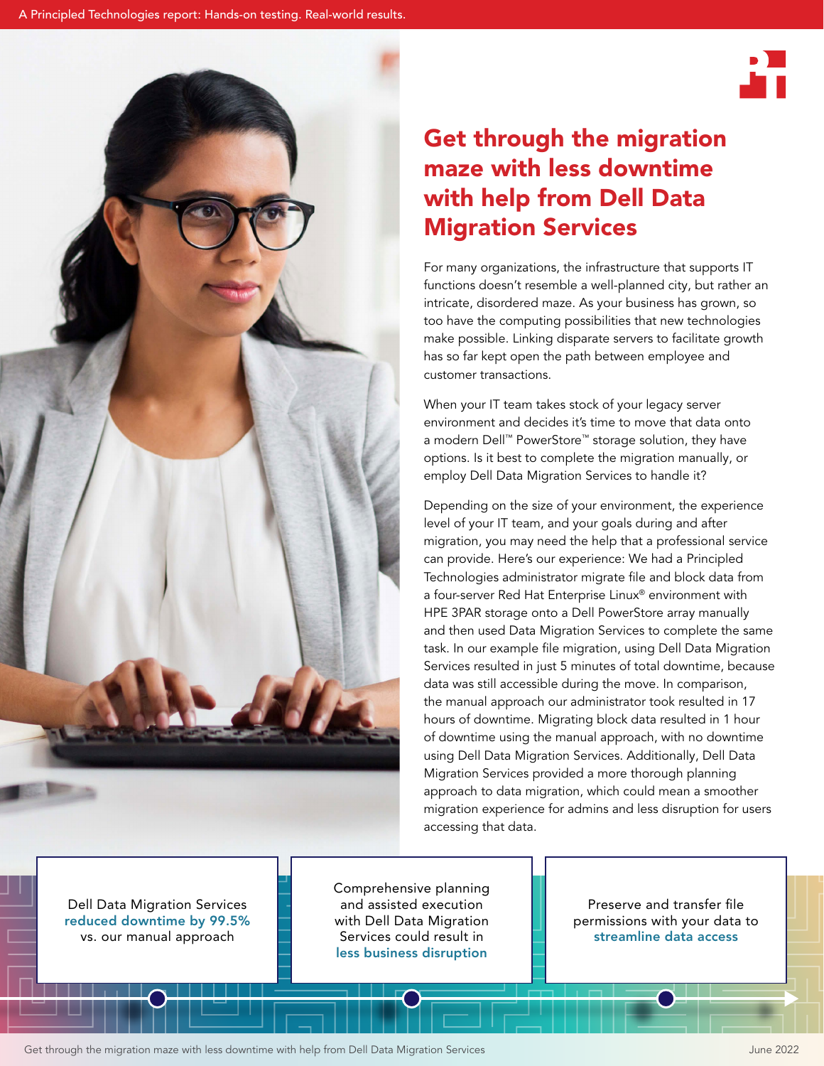A Principled Technologies report: Hands-on testing. Real-world results.

# Get through the migration maze with less downtime with help from Dell Data Migration Services

For many organizations, the infrastructure that supports IT functions doesn't resemble a well-planned city, but rather an intricate, disordered maze. As your business has grown, so too have the computing possibilities that new technologies make possible. Linking disparate servers to facilitate growth has so far kept open the path between employee and customer transactions.

When your IT team takes stock of your legacy server environment and decides it's time to move that data onto a modern Dell™ PowerStore™ storage solution, they have options. Is it best to complete the migration manually, or employ Dell Data Migration Services to handle it?

Depending on the size of your environment, the experience level of your IT team, and your goals during and after migration, you may need the help that a professional service can provide. Here's our experience: We had a Principled Technologies administrator migrate file and block data from a four-server Red Hat Enterprise Linux® environment with HPE 3PAR storage onto a Dell PowerStore array manually and then used Data Migration Services to complete the same task. In our example file migration, using Dell Data Migration Services resulted in just 5 minutes of total downtime, because data was still accessible during the move. In comparison, the manual approach our administrator took resulted in 17 hours of downtime. Migrating block data resulted in 1 hour of downtime using the manual approach, with no downtime using Dell Data Migration Services. Additionally, Dell Data Migration Services provided a more thorough planning approach to data migration, which could mean a smoother migration experience for admins and less disruption for users accessing that data.

Dell Data Migration Services **reduced downtime by 99.5%** vs. our manual approach

Comprehensive planning and assisted execution with Dell Data Migration Services could result in **less business disruption**

Preserve and transfer file permissions with your data to **streamline data access**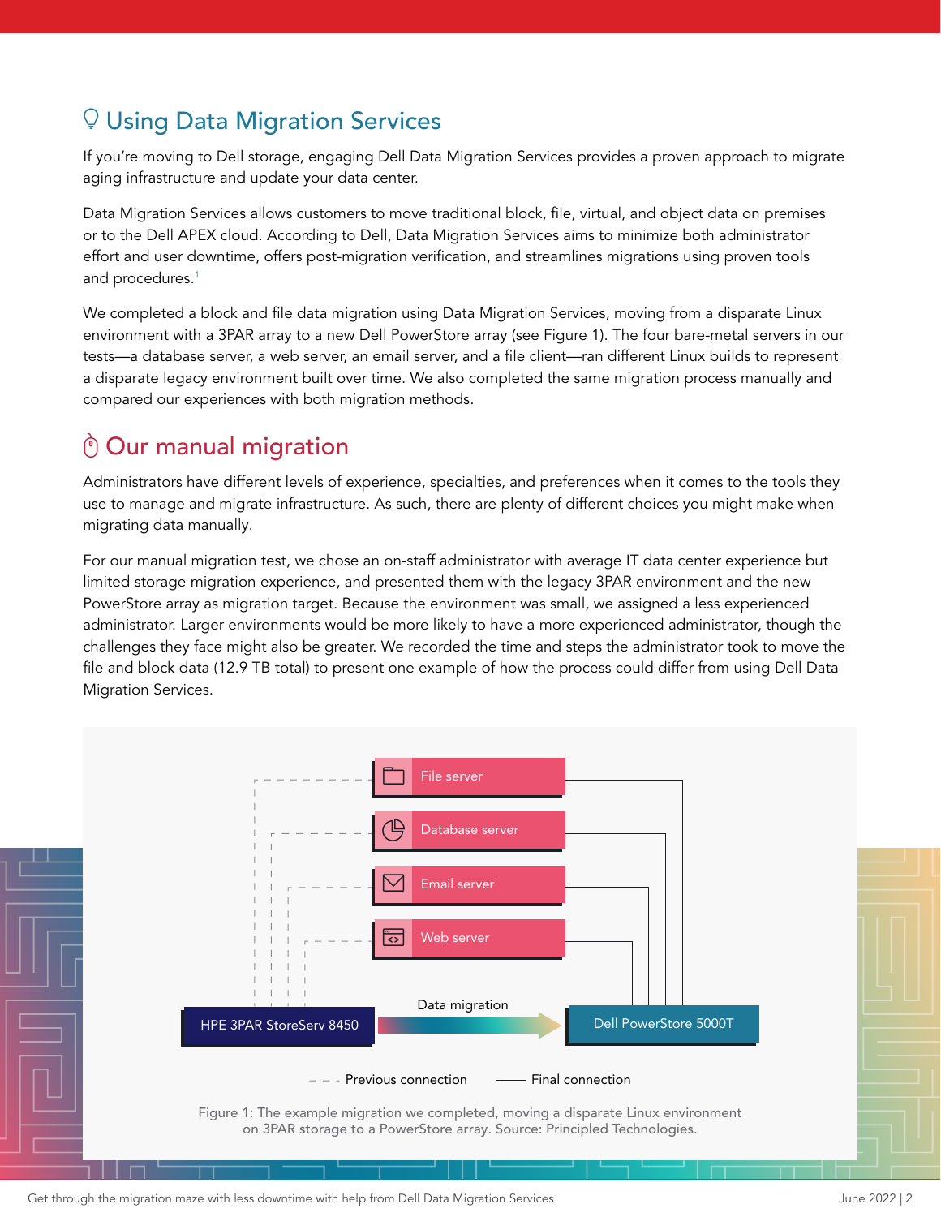## Using Data Migration Services

If you're moving to Dell storage, engaging Dell Data Migration Services provides a proven approach to migrate aging infrastructure and update your data center.

Data Migration Services allows customers to move traditional block, file, virtual, and object data on premises or to the Dell APEX cloud. According to Dell, Data Migration Services aims to minimize both administrator effort and user downtime, offers post-migration verification, and streamlines migrations using proven tools and procedures.[1]

We completed a block and file data migration using Data Migration Services, moving from a disparate Linux environment with a 3PAR array to a new Dell PowerStore array (see Figure 1). The four bare-metal servers in our tests—a database server, a web server, an email server, and a file client—ran different Linux builds to represent a disparate legacy environment built over time. We also completed the same migration process manually and compared our experiences with both migration methods.

## Our manual migration

Administrators have different levels of experience, specialties, and preferences when it comes to the tools they use to manage and migrate infrastructure. As such, there are plenty of different choices you might make when migrating data manually.

For our manual migration test, we chose an on-staff administrator with average IT data center experience but limited storage migration experience, and presented them with the legacy 3PAR environment and the new PowerStore array as migration target. Because the environment was small, we assigned a less experienced administrator. Larger environments would be more likely to have a more experienced administrator, though the challenges they face might also be greater. We recorded the time and steps the administrator took to move the file and block data (12.9 TB total) to present one example of how the process could differ from using Dell Data Migration Services.

File server | Database server | Email server | Web server

HPE 3PAR StoreServ 8450 → Data migration → Dell PowerStore 5000T

Previous connection (dashed) | Final connection (solid)

Figure 1: The example migration we completed, moving a disparate Linux environment on 3PAR storage to a PowerStore array. Source: Principled Technologies.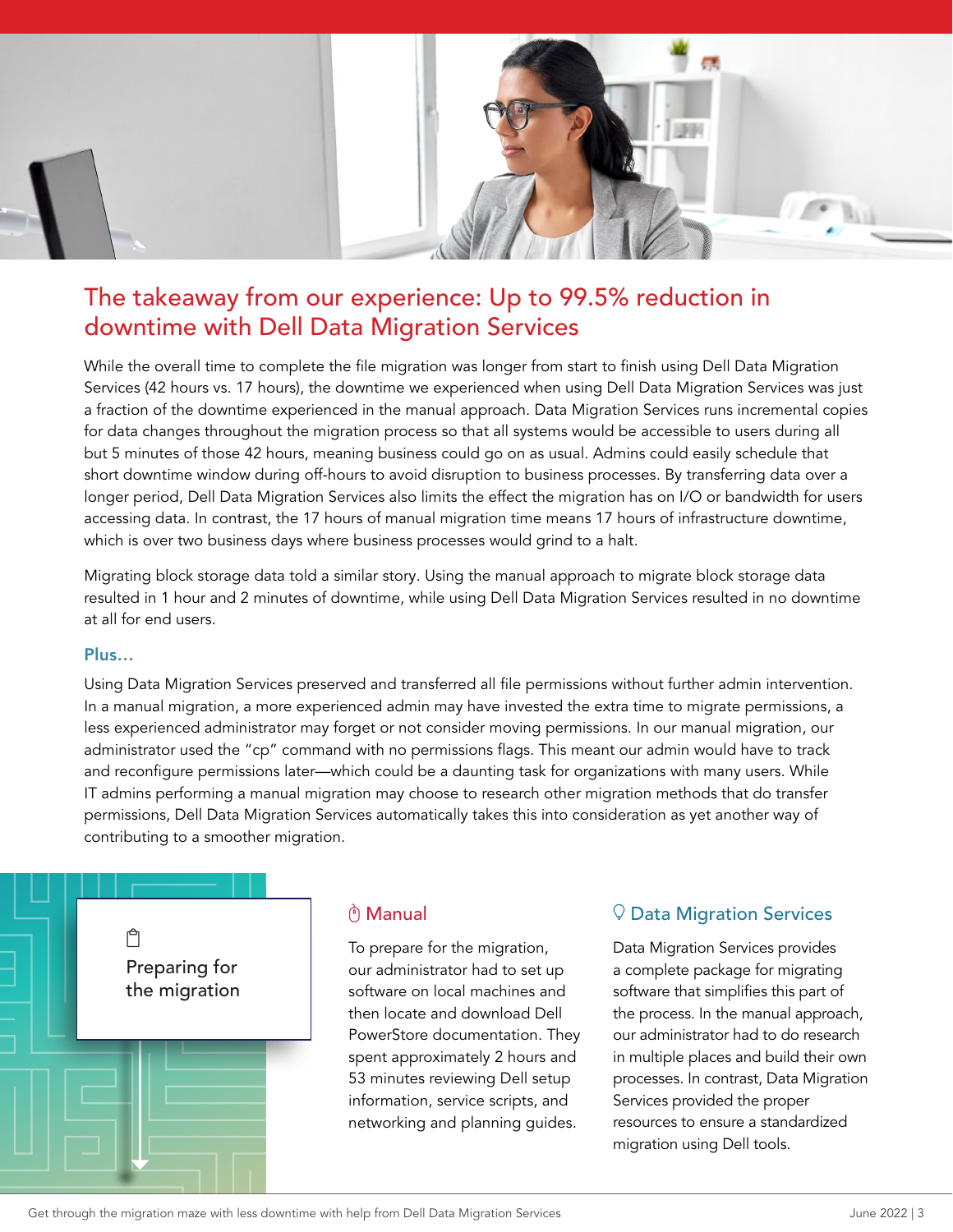## The takeaway from our experience: Up to 99.5% reduction in downtime with Dell Data Migration Services

While the overall time to complete the file migration was longer from start to finish using Dell Data Migration Services (42 hours vs. 17 hours), the downtime we experienced when using Dell Data Migration Services was just a fraction of the downtime experienced in the manual approach. Data Migration Services runs incremental copies for data changes throughout the migration process so that all systems would be accessible to users during all but 5 minutes of those 42 hours, meaning business could go on as usual. Admins could easily schedule that short downtime window during off-hours to avoid disruption to business processes. By transferring data over a longer period, Dell Data Migration Services also limits the effect the migration has on I/O or bandwidth for users accessing data. In contrast, the 17 hours of manual migration time means 17 hours of infrastructure downtime, which is over two business days where business processes would grind to a halt.

Migrating block storage data told a similar story. Using the manual approach to migrate block storage data resulted in 1 hour and 2 minutes of downtime, while using Dell Data Migration Services resulted in no downtime at all for end users.

### Plus…

Using Data Migration Services preserved and transferred all file permissions without further admin intervention. In a manual migration, a more experienced admin may have invested the extra time to migrate permissions, a less experienced administrator may forget or not consider moving permissions. In our manual migration, our administrator used the "cp" command with no permissions flags. This meant our admin would have to track and reconfigure permissions later—which could be a daunting task for organizations with many users. While IT admins performing a manual migration may choose to research other migration methods that do transfer permissions, Dell Data Migration Services automatically takes this into consideration as yet another way of contributing to a smoother migration.

### Preparing for the migration

#### Manual

To prepare for the migration, our administrator had to set up software on local machines and then locate and download Dell PowerStore documentation. They spent approximately 2 hours and 53 minutes reviewing Dell setup information, service scripts, and networking and planning guides.

#### Data Migration Services

Data Migration Services provides a complete package for migrating software that simplifies this part of the process. In the manual approach, our administrator had to do research in multiple places and build their own processes. In contrast, Data Migration Services provided the proper resources to ensure a standardized migration using Dell tools.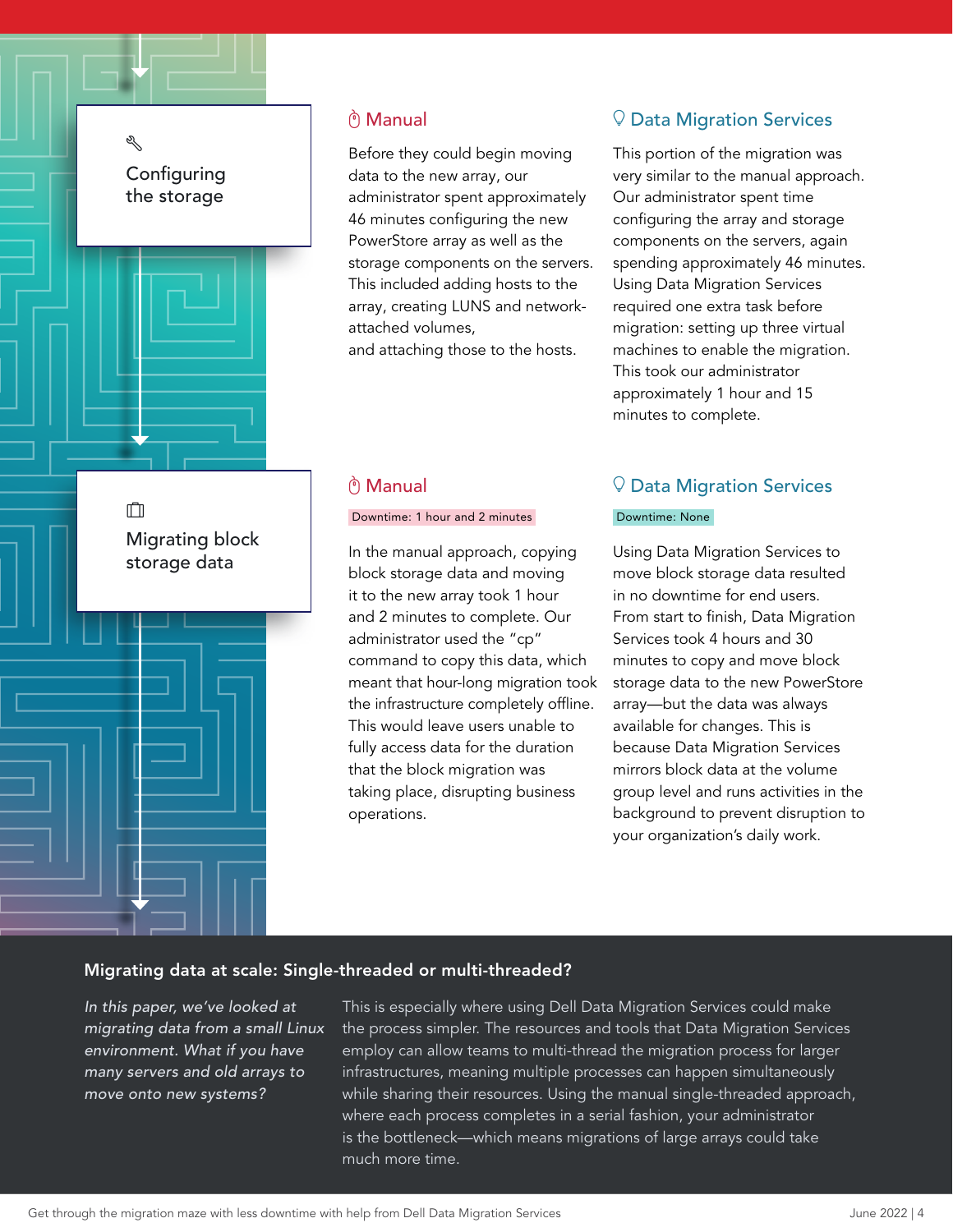## Configuring the storage

### Manual

Before they could begin moving data to the new array, our administrator spent approximately 46 minutes configuring the new PowerStore array as well as the storage components on the servers. This included adding hosts to the array, creating LUNS and network-attached volumes, and attaching those to the hosts.

### Data Migration Services

This portion of the migration was very similar to the manual approach. Our administrator spent time configuring the array and storage components on the servers, again spending approximately 46 minutes. Using Data Migration Services required one extra task before migration: setting up three virtual machines to enable the migration. This took our administrator approximately 1 hour and 15 minutes to complete.

## Migrating block storage data

### Manual

Downtime: 1 hour and 2 minutes

In the manual approach, copying block storage data and moving it to the new array took 1 hour and 2 minutes to complete. Our administrator used the "cp" command to copy this data, which meant that hour-long migration took the infrastructure completely offline. This would leave users unable to fully access data for the duration that the block migration was taking place, disrupting business operations.

### Data Migration Services

Downtime: None

Using Data Migration Services to move block storage data resulted in no downtime for end users. From start to finish, Data Migration Services took 4 hours and 30 minutes to copy and move block storage data to the new PowerStore array—but the data was always available for changes. This is because Data Migration Services mirrors block data at the volume group level and runs activities in the background to prevent disruption to your organization's daily work.

## Migrating data at scale: Single-threaded or multi-threaded?

*In this paper, we've looked at migrating data from a small Linux environment. What if you have many servers and old arrays to move onto new systems?*

This is especially where using Dell Data Migration Services could make the process simpler. The resources and tools that Data Migration Services employ can allow teams to multi-thread the migration process for larger infrastructures, meaning multiple processes can happen simultaneously while sharing their resources. Using the manual single-threaded approach, where each process completes in a serial fashion, your administrator is the bottleneck—which means migrations of large arrays could take much more time.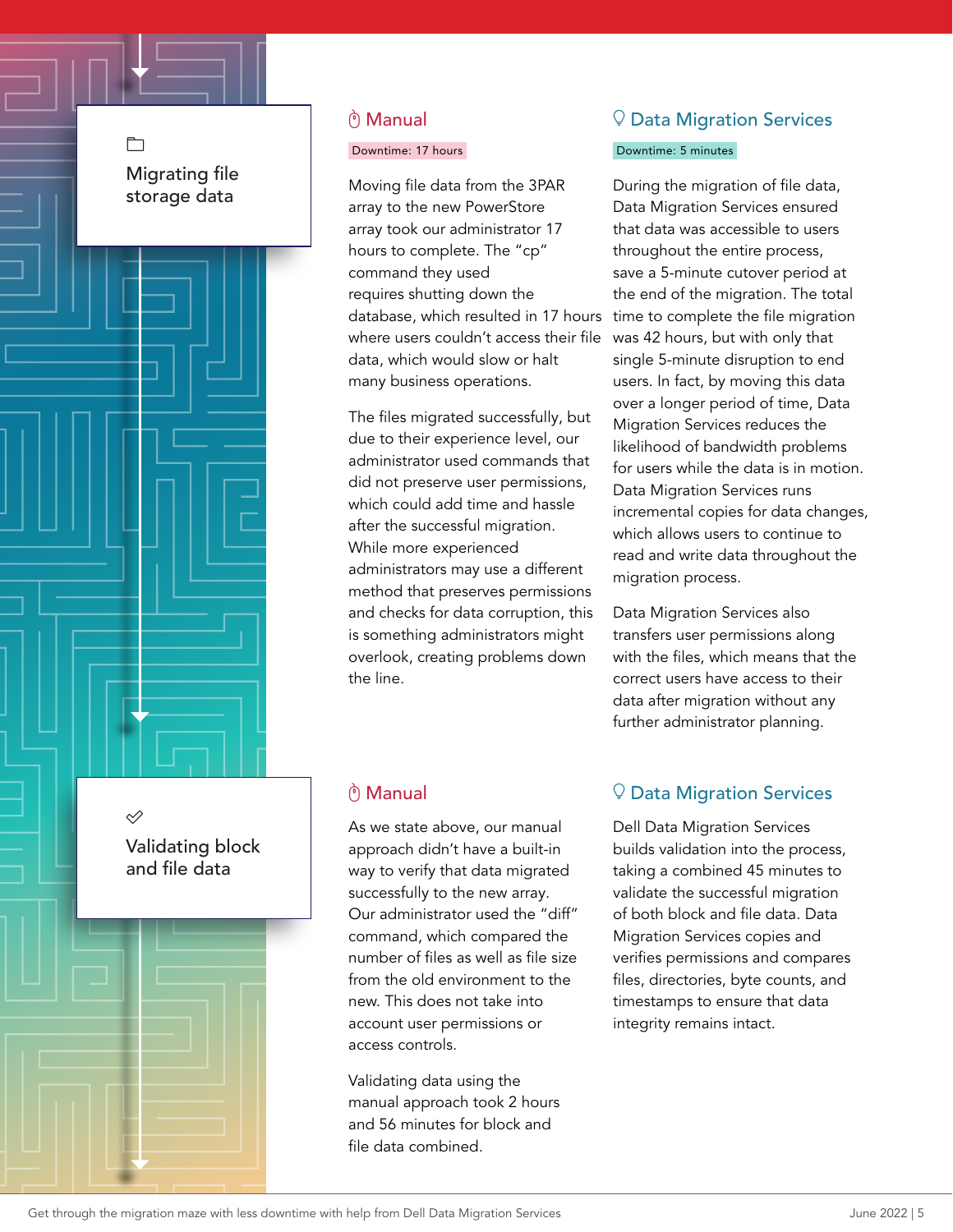## Migrating file storage data

### Manual

Downtime: 17 hours

Moving file data from the 3PAR array to the new PowerStore array took our administrator 17 hours to complete. The "cp" command they used requires shutting down the database, which resulted in 17 hours where users couldn't access their file data, which would slow or halt many business operations.

The files migrated successfully, but due to their experience level, our administrator used commands that did not preserve user permissions, which could add time and hassle after the successful migration. While more experienced administrators may use a different method that preserves permissions and checks for data corruption, this is something administrators might overlook, creating problems down the line.

### Data Migration Services

Downtime: 5 minutes

During the migration of file data, Data Migration Services ensured that data was accessible to users throughout the entire process, save a 5-minute cutover period at the end of the migration. The total time to complete the file migration was 42 hours, but with only that single 5-minute disruption to end users. In fact, by moving this data over a longer period of time, Data Migration Services reduces the likelihood of bandwidth problems for users while the data is in motion. Data Migration Services runs incremental copies for data changes, which allows users to continue to read and write data throughout the migration process.

Data Migration Services also transfers user permissions along with the files, which means that the correct users have access to their data after migration without any further administrator planning.

## Validating block and file data

### Manual

As we state above, our manual approach didn't have a built-in way to verify that data migrated successfully to the new array. Our administrator used the "diff" command, which compared the number of files as well as file size from the old environment to the new. This does not take into account user permissions or access controls.

Validating data using the manual approach took 2 hours and 56 minutes for block and file data combined.

### Data Migration Services

Dell Data Migration Services builds validation into the process, taking a combined 45 minutes to validate the successful migration of both block and file data. Data Migration Services copies and verifies permissions and compares files, directories, byte counts, and timestamps to ensure that data integrity remains intact.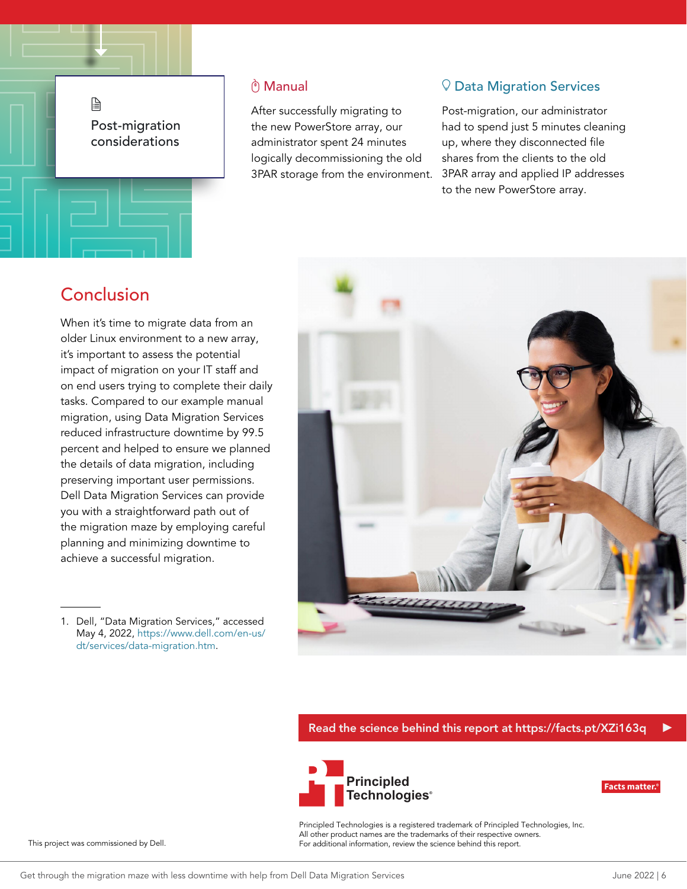### Post-migration considerations

#### Manual

After successfully migrating to the new PowerStore array, our administrator spent 24 minutes logically decommissioning the old 3PAR storage from the environment.

#### Data Migration Services

Post-migration, our administrator had to spend just 5 minutes cleaning up, where they disconnected file shares from the clients to the old 3PAR array and applied IP addresses to the new PowerStore array.

## Conclusion

When it's time to migrate data from an older Linux environment to a new array, it's important to assess the potential impact of migration on your IT staff and on end users trying to complete their daily tasks. Compared to our example manual migration, using Data Migration Services reduced infrastructure downtime by 99.5 percent and helped to ensure we planned the details of data migration, including preserving important user permissions. Dell Data Migration Services can provide you with a straightforward path out of the migration maze by employing careful planning and minimizing downtime to achieve a successful migration.

1. Dell, "Data Migration Services," accessed May 4, 2022, https://www.dell.com/en-us/dt/services/data-migration.htm.

Read the science behind this report at https://facts.pt/XZi163q ▶

Principled Technologies®

Facts matter.®

Principled Technologies is a registered trademark of Principled Technologies, Inc.
All other product names are the trademarks of their respective owners.
For additional information, review the science behind this report.

This project was commissioned by Dell.